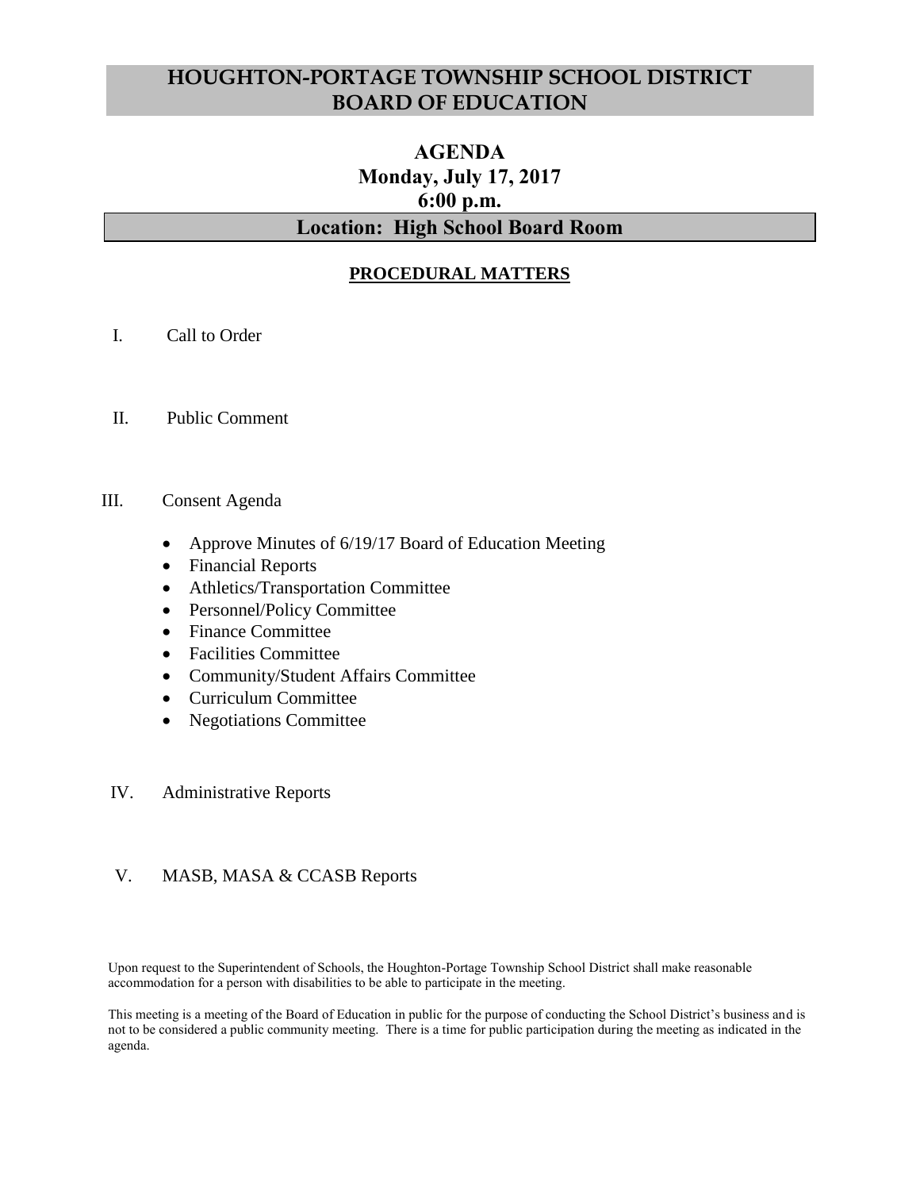# HOUGHTON-PORTAGE TOWNSHIP SCHOOL DISTRICT
# BOARD OF EDUCATION

## AGENDA
## Monday, July 17, 2017
## 6:00 p.m.
## Location: High School Board Room

### PROCEDURAL MATTERS

I. Call to Order

II. Public Comment

III. Consent Agenda

- Approve Minutes of 6/19/17 Board of Education Meeting
- Financial Reports
- Athletics/Transportation Committee
- Personnel/Policy Committee
- Finance Committee
- Facilities Committee
- Community/Student Affairs Committee
- Curriculum Committee
- Negotiations Committee

IV. Administrative Reports

V. MASB, MASA & CCASB Reports

Upon request to the Superintendent of Schools, the Houghton-Portage Township School District shall make reasonable accommodation for a person with disabilities to be able to participate in the meeting.

This meeting is a meeting of the Board of Education in public for the purpose of conducting the School District's business and is not to be considered a public community meeting. There is a time for public participation during the meeting as indicated in the agenda.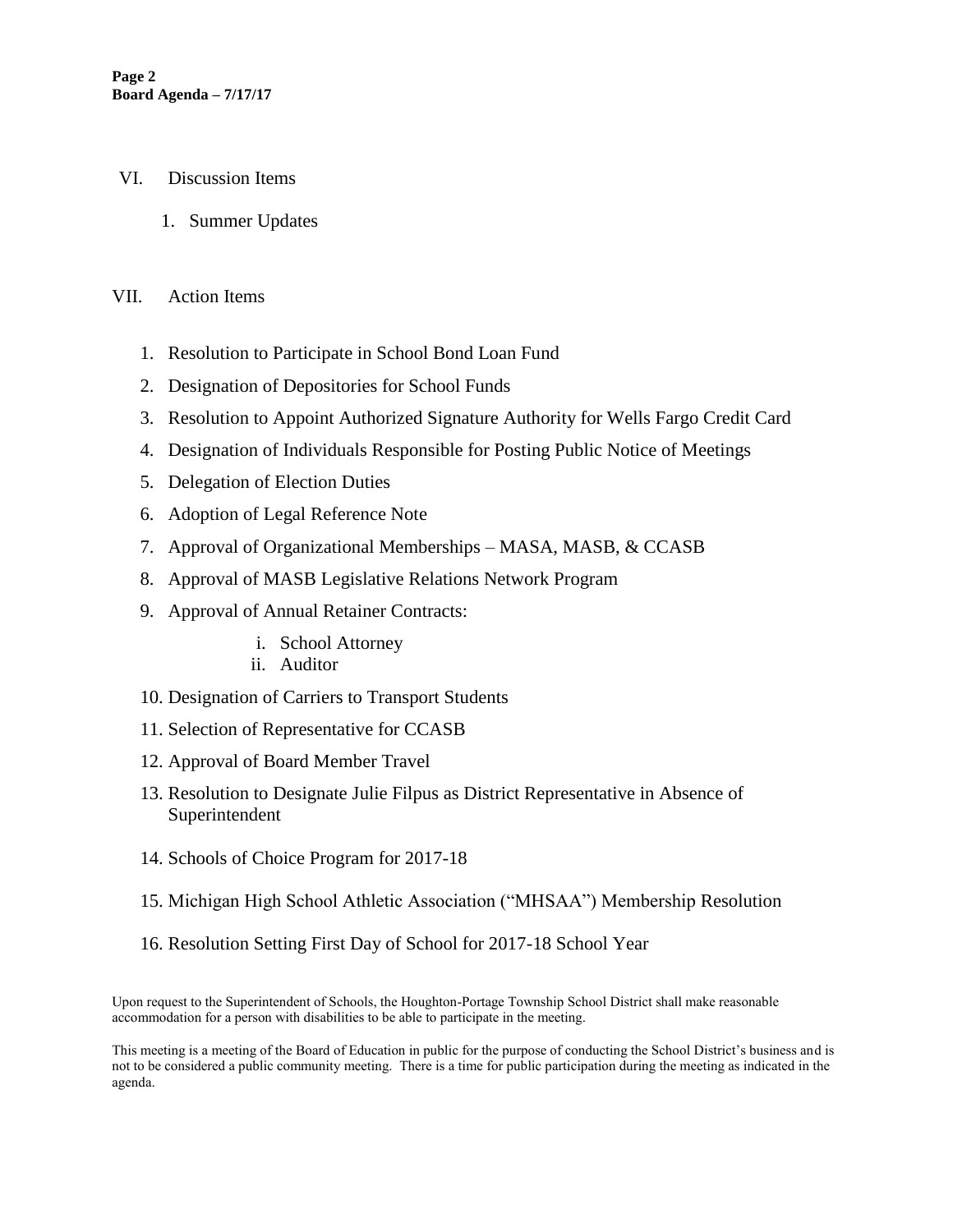## VI. Discussion Items

1. Summer Updates

## VII. Action Items

1. Resolution to Participate in School Bond Loan Fund
2. Designation of Depositories for School Funds
3. Resolution to Appoint Authorized Signature Authority for Wells Fargo Credit Card
4. Designation of Individuals Responsible for Posting Public Notice of Meetings
5. Delegation of Election Duties
6. Adoption of Legal Reference Note
7. Approval of Organizational Memberships – MASA, MASB, & CCASB
8. Approval of MASB Legislative Relations Network Program
9. Approval of Annual Retainer Contracts:
   - i. School Attorney
   - ii. Auditor
10. Designation of Carriers to Transport Students
11. Selection of Representative for CCASB
12. Approval of Board Member Travel
13. Resolution to Designate Julie Filpus as District Representative in Absence of Superintendent
14. Schools of Choice Program for 2017-18
15. Michigan High School Athletic Association ("MHSAA") Membership Resolution
16. Resolution Setting First Day of School for 2017-18 School Year

Upon request to the Superintendent of Schools, the Houghton-Portage Township School District shall make reasonable accommodation for a person with disabilities to be able to participate in the meeting.

This meeting is a meeting of the Board of Education in public for the purpose of conducting the School District's business and is not to be considered a public community meeting. There is a time for public participation during the meeting as indicated in the agenda.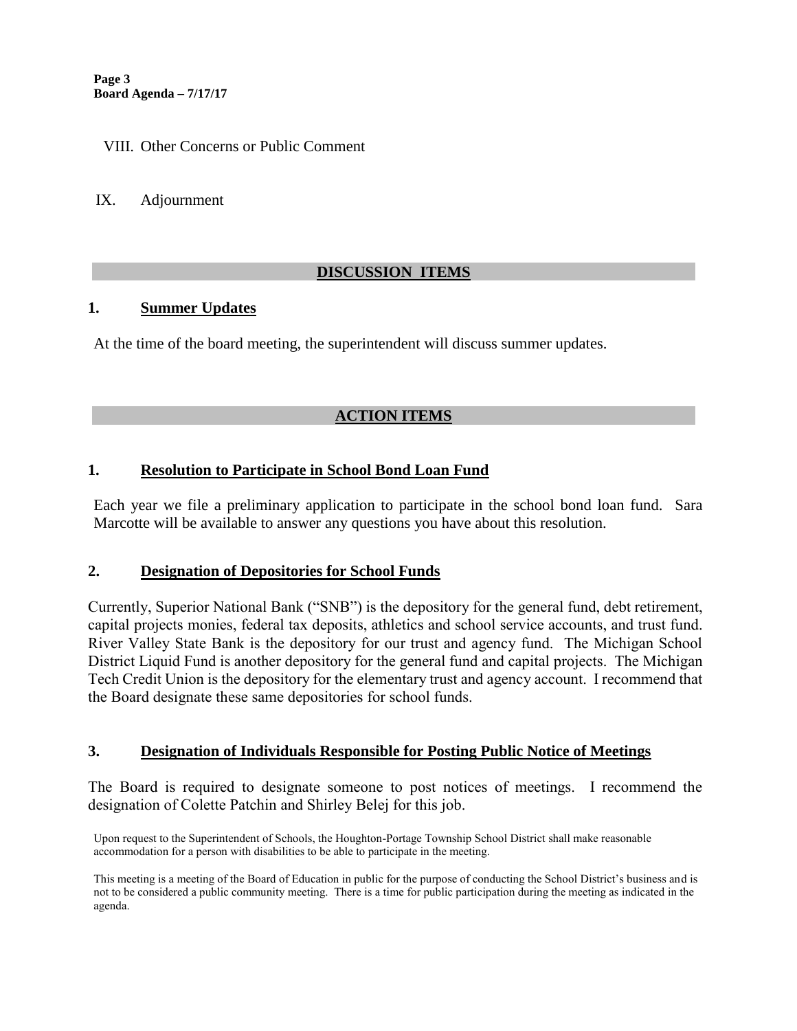VIII. Other Concerns or Public Comment

IX. Adjournment

## DISCUSSION ITEMS

### 1. Summer Updates

At the time of the board meeting, the superintendent will discuss summer updates.

## ACTION ITEMS

### 1. Resolution to Participate in School Bond Loan Fund

Each year we file a preliminary application to participate in the school bond loan fund. Sara Marcotte will be available to answer any questions you have about this resolution.

### 2. Designation of Depositories for School Funds

Currently, Superior National Bank ("SNB") is the depository for the general fund, debt retirement, capital projects monies, federal tax deposits, athletics and school service accounts, and trust fund. River Valley State Bank is the depository for our trust and agency fund. The Michigan School District Liquid Fund is another depository for the general fund and capital projects. The Michigan Tech Credit Union is the depository for the elementary trust and agency account. I recommend that the Board designate these same depositories for school funds.

### 3. Designation of Individuals Responsible for Posting Public Notice of Meetings

The Board is required to designate someone to post notices of meetings. I recommend the designation of Colette Patchin and Shirley Belej for this job.

Upon request to the Superintendent of Schools, the Houghton-Portage Township School District shall make reasonable accommodation for a person with disabilities to be able to participate in the meeting.

This meeting is a meeting of the Board of Education in public for the purpose of conducting the School District's business and is not to be considered a public community meeting. There is a time for public participation during the meeting as indicated in the agenda.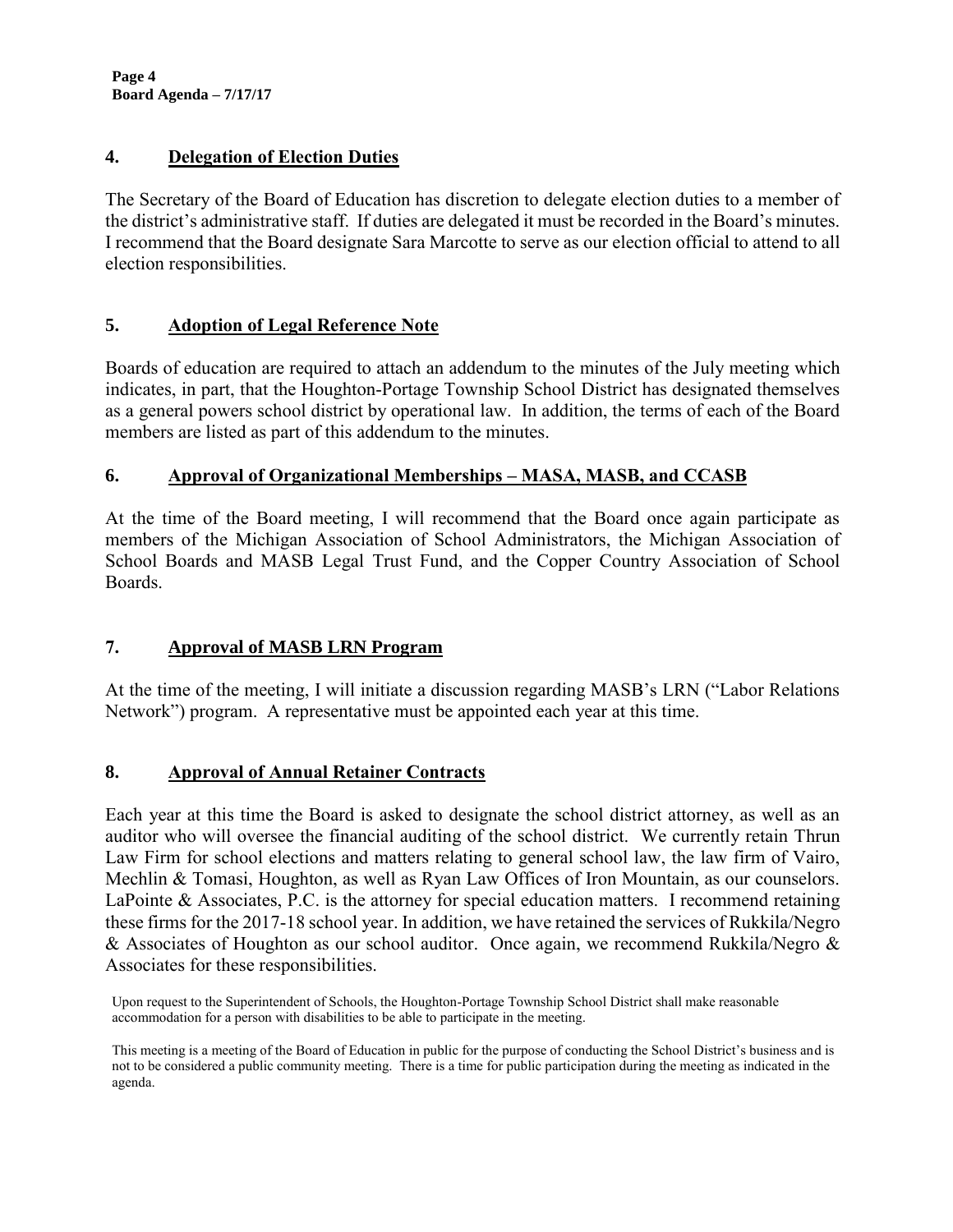## 4. Delegation of Election Duties

The Secretary of the Board of Education has discretion to delegate election duties to a member of the district's administrative staff. If duties are delegated it must be recorded in the Board's minutes. I recommend that the Board designate Sara Marcotte to serve as our election official to attend to all election responsibilities.

## 5. Adoption of Legal Reference Note

Boards of education are required to attach an addendum to the minutes of the July meeting which indicates, in part, that the Houghton-Portage Township School District has designated themselves as a general powers school district by operational law. In addition, the terms of each of the Board members are listed as part of this addendum to the minutes.

## 6. Approval of Organizational Memberships – MASA, MASB, and CCASB

At the time of the Board meeting, I will recommend that the Board once again participate as members of the Michigan Association of School Administrators, the Michigan Association of School Boards and MASB Legal Trust Fund, and the Copper Country Association of School Boards.

## 7. Approval of MASB LRN Program

At the time of the meeting, I will initiate a discussion regarding MASB's LRN ("Labor Relations Network") program. A representative must be appointed each year at this time.

## 8. Approval of Annual Retainer Contracts

Each year at this time the Board is asked to designate the school district attorney, as well as an auditor who will oversee the financial auditing of the school district. We currently retain Thrun Law Firm for school elections and matters relating to general school law, the law firm of Vairo, Mechlin & Tomasi, Houghton, as well as Ryan Law Offices of Iron Mountain, as our counselors. LaPointe & Associates, P.C. is the attorney for special education matters. I recommend retaining these firms for the 2017-18 school year. In addition, we have retained the services of Rukkila/Negro & Associates of Houghton as our school auditor. Once again, we recommend Rukkila/Negro & Associates for these responsibilities.

Upon request to the Superintendent of Schools, the Houghton-Portage Township School District shall make reasonable accommodation for a person with disabilities to be able to participate in the meeting.

This meeting is a meeting of the Board of Education in public for the purpose of conducting the School District's business and is not to be considered a public community meeting. There is a time for public participation during the meeting as indicated in the agenda.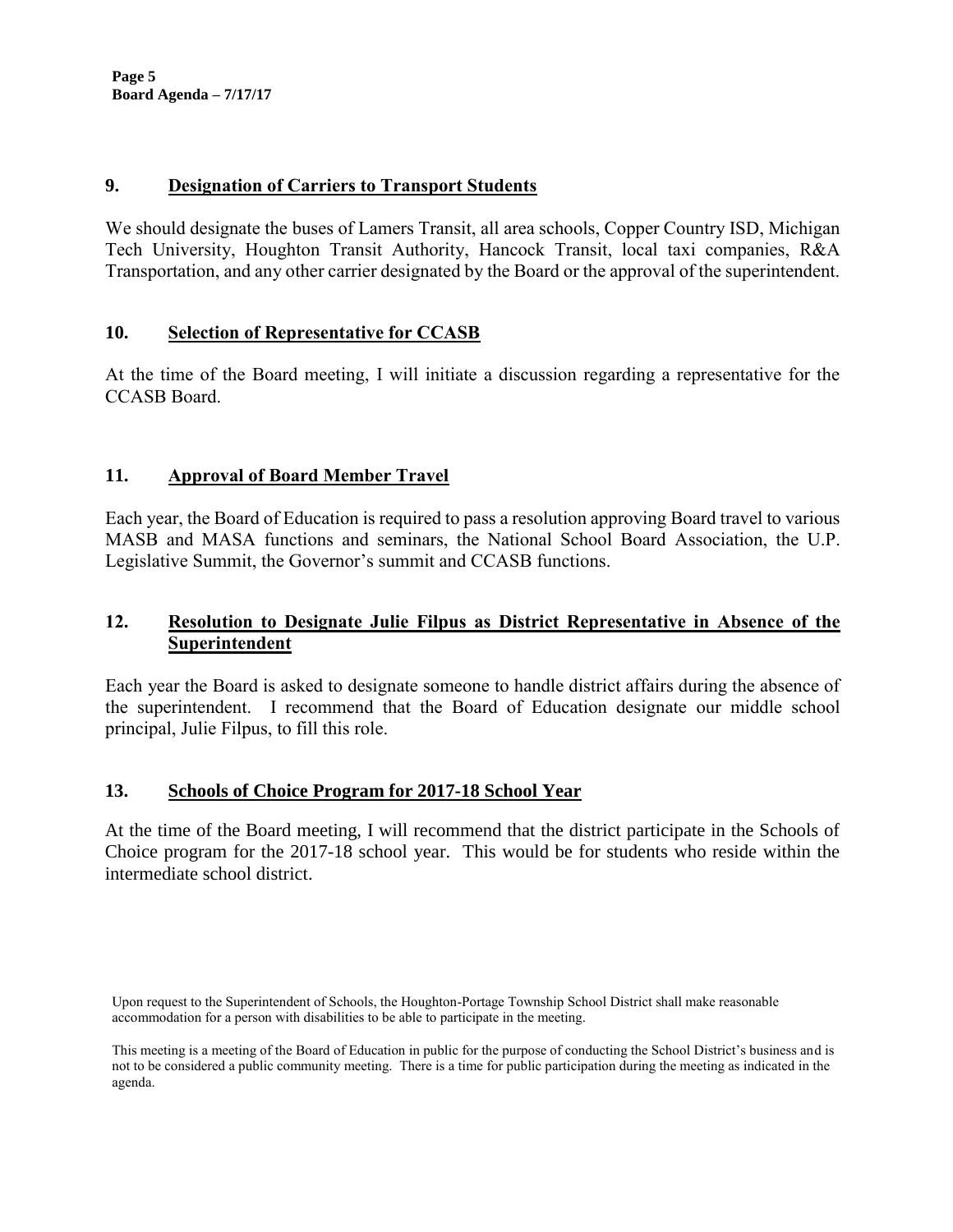## 9. Designation of Carriers to Transport Students

We should designate the buses of Lamers Transit, all area schools, Copper Country ISD, Michigan Tech University, Houghton Transit Authority, Hancock Transit, local taxi companies, R&A Transportation, and any other carrier designated by the Board or the approval of the superintendent.

## 10. Selection of Representative for CCASB

At the time of the Board meeting, I will initiate a discussion regarding a representative for the CCASB Board.

## 11. Approval of Board Member Travel

Each year, the Board of Education is required to pass a resolution approving Board travel to various MASB and MASA functions and seminars, the National School Board Association, the U.P. Legislative Summit, the Governor's summit and CCASB functions.

## 12. Resolution to Designate Julie Filpus as District Representative in Absence of the Superintendent

Each year the Board is asked to designate someone to handle district affairs during the absence of the superintendent. I recommend that the Board of Education designate our middle school principal, Julie Filpus, to fill this role.

## 13. Schools of Choice Program for 2017-18 School Year

At the time of the Board meeting, I will recommend that the district participate in the Schools of Choice program for the 2017-18 school year. This would be for students who reside within the intermediate school district.

Upon request to the Superintendent of Schools, the Houghton-Portage Township School District shall make reasonable accommodation for a person with disabilities to be able to participate in the meeting.

This meeting is a meeting of the Board of Education in public for the purpose of conducting the School District's business and is not to be considered a public community meeting. There is a time for public participation during the meeting as indicated in the agenda.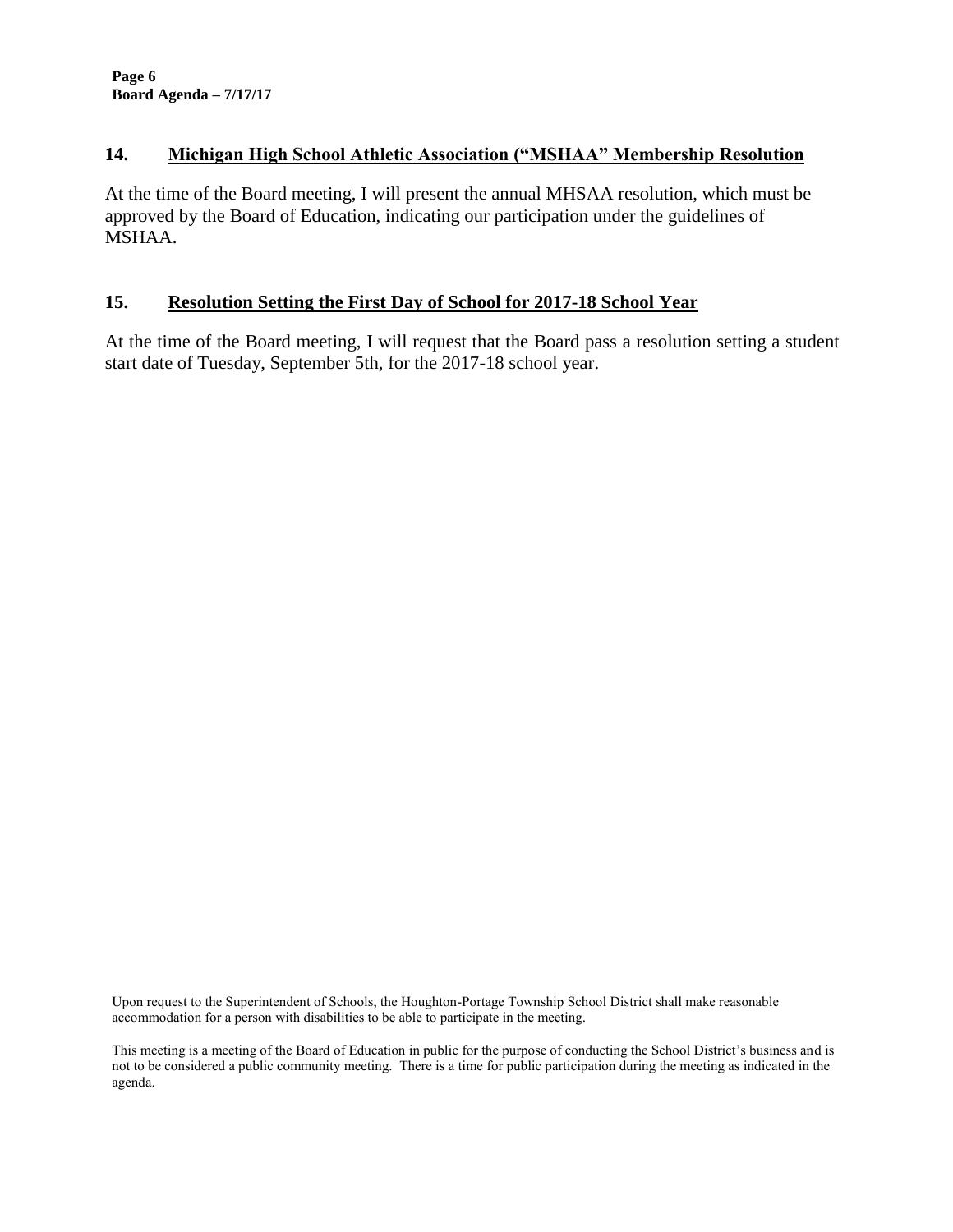## 14. Michigan High School Athletic Association ("MSHAA" Membership Resolution

At the time of the Board meeting, I will present the annual MHSAA resolution, which must be approved by the Board of Education, indicating our participation under the guidelines of MSHAA.

## 15. Resolution Setting the First Day of School for 2017-18 School Year

At the time of the Board meeting, I will request that the Board pass a resolution setting a student start date of Tuesday, September 5th, for the 2017-18 school year.

Upon request to the Superintendent of Schools, the Houghton-Portage Township School District shall make reasonable accommodation for a person with disabilities to be able to participate in the meeting.

This meeting is a meeting of the Board of Education in public for the purpose of conducting the School District's business and is not to be considered a public community meeting. There is a time for public participation during the meeting as indicated in the agenda.